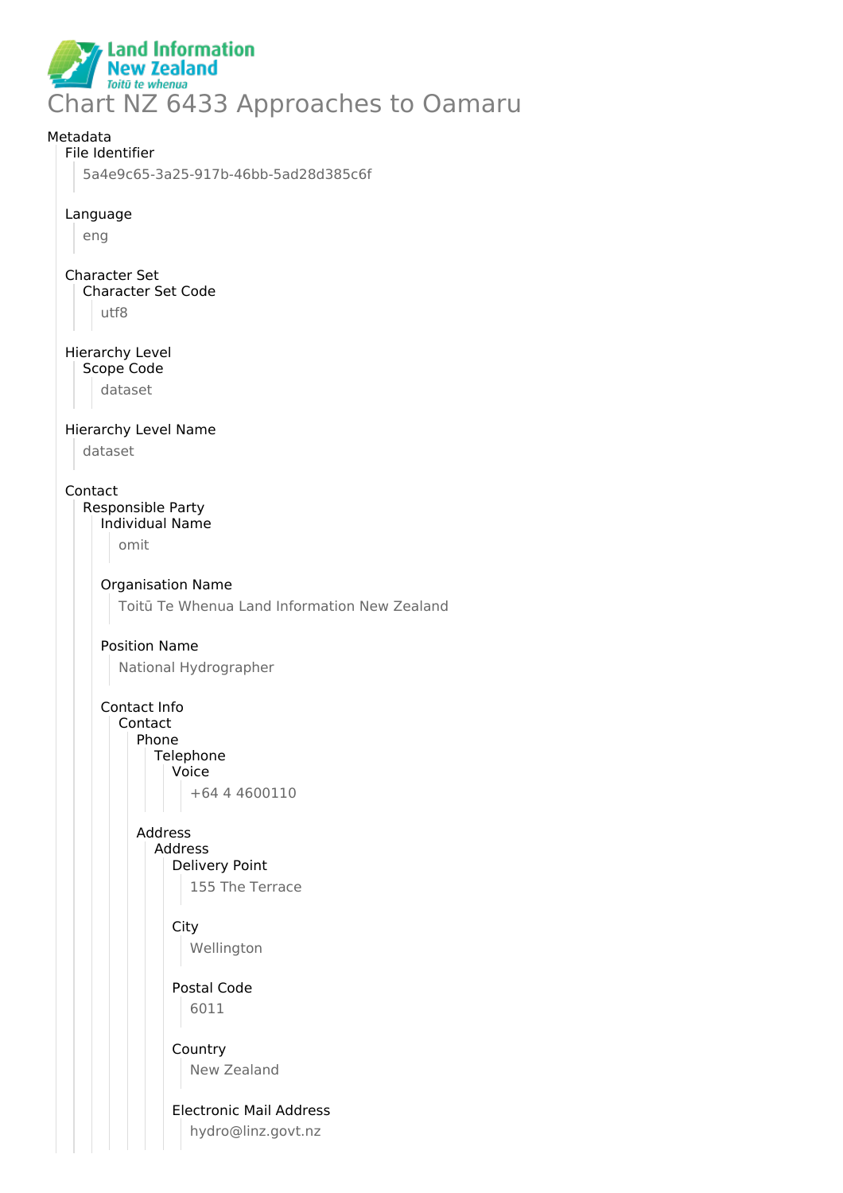Land Information New Zealand
*Toitū te whenua*

# Chart NZ 6433 Approaches to Oamaru

Metadata

- File Identifier
  - 5a4e9c65-3a25-917b-46bb-5ad28d385c6f
- Language
  - eng
- Character Set
  - Character Set Code
    - utf8
- Hierarchy Level
  - Scope Code
    - dataset
- Hierarchy Level Name
  - dataset
- Contact
  - Responsible Party
    - Individual Name
      - omit
    - Organisation Name
      - Toitū Te Whenua Land Information New Zealand
    - Position Name
      - National Hydrographer
    - Contact Info
      - Contact
        - Phone
          - Telephone
            - Voice
              - +64 4 4600110
        - Address
          - Address
            - Delivery Point
              - 155 The Terrace
            - City
              - Wellington
            - Postal Code
              - 6011
            - Country
              - New Zealand
            - Electronic Mail Address
              - hydro@linz.govt.nz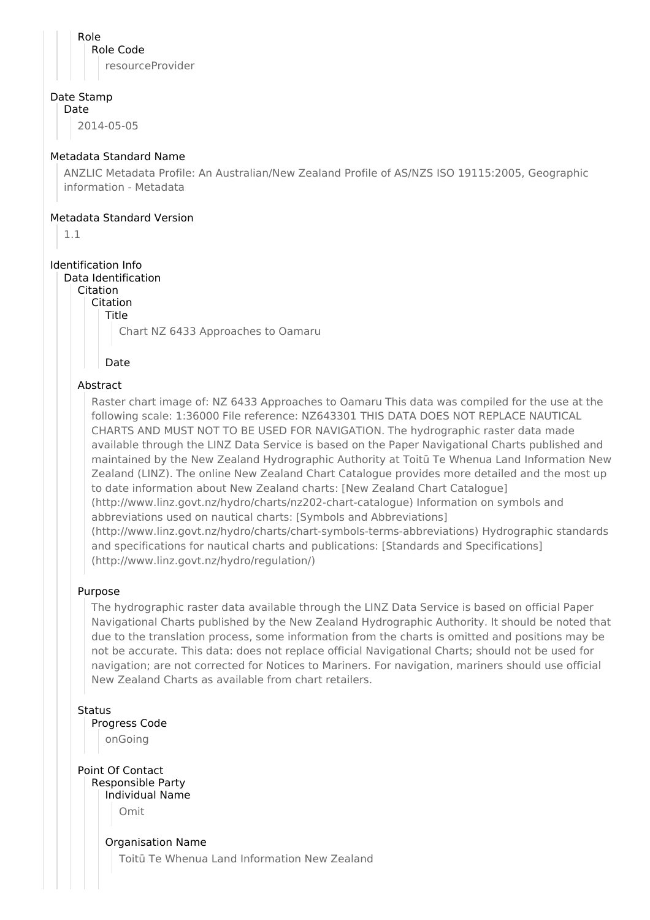Role
Role Code
resourceProvider

Date Stamp
Date
2014-05-05

Metadata Standard Name
ANZLIC Metadata Profile: An Australian/New Zealand Profile of AS/NZS ISO 19115:2005, Geographic information - Metadata

Metadata Standard Version
1.1

Identification Info
Data Identification
Citation
Citation
Title
Chart NZ 6433 Approaches to Oamaru

Date

Abstract
Raster chart image of: NZ 6433 Approaches to Oamaru This data was compiled for the use at the following scale: 1:36000 File reference: NZ643301 THIS DATA DOES NOT REPLACE NAUTICAL CHARTS AND MUST NOT TO BE USED FOR NAVIGATION. The hydrographic raster data made available through the LINZ Data Service is based on the Paper Navigational Charts published and maintained by the New Zealand Hydrographic Authority at Toitū Te Whenua Land Information New Zealand (LINZ). The online New Zealand Chart Catalogue provides more detailed and the most up to date information about New Zealand charts: [New Zealand Chart Catalogue] (http://www.linz.govt.nz/hydro/charts/nz202-chart-catalogue) Information on symbols and abbreviations used on nautical charts: [Symbols and Abbreviations] (http://www.linz.govt.nz/hydro/charts/chart-symbols-terms-abbreviations) Hydrographic standards and specifications for nautical charts and publications: [Standards and Specifications] (http://www.linz.govt.nz/hydro/regulation/)

Purpose
The hydrographic raster data available through the LINZ Data Service is based on official Paper Navigational Charts published by the New Zealand Hydrographic Authority. It should be noted that due to the translation process, some information from the charts is omitted and positions may be not be accurate. This data: does not replace official Navigational Charts; should not be used for navigation; are not corrected for Notices to Mariners. For navigation, mariners should use official New Zealand Charts as available from chart retailers.

Status
Progress Code
onGoing

Point Of Contact
Responsible Party
Individual Name
Omit

Organisation Name
Toitū Te Whenua Land Information New Zealand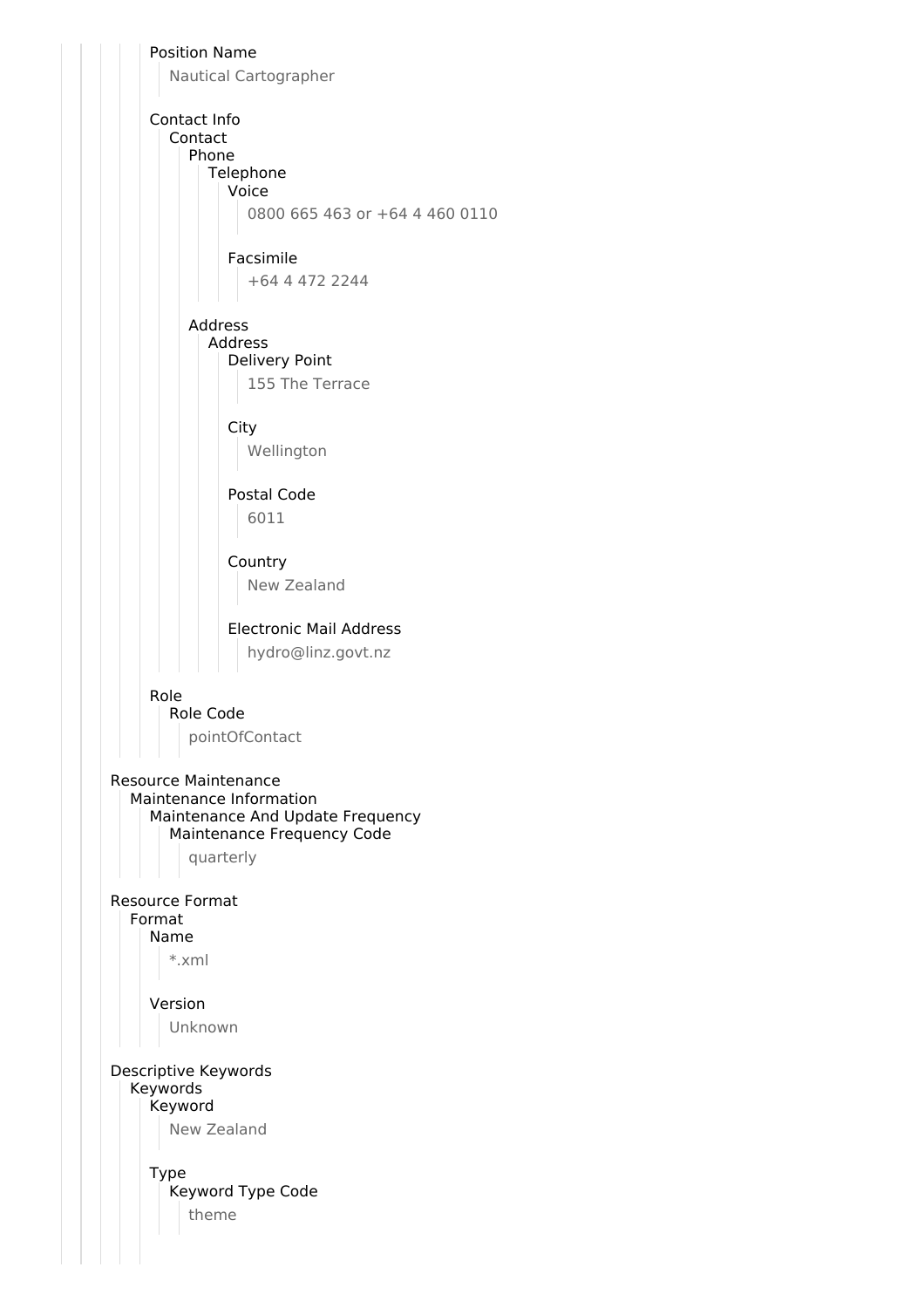Position Name

  Nautical Cartographer

Contact Info

- Contact
  - Phone
    - Telephone
      - Voice

        0800 665 463 or +64 4 460 0110

      - Facsimile

        +64 4 472 2244

  - Address
    - Address
      - Delivery Point

        155 The Terrace

      - City

        Wellington

      - Postal Code

        6011

      - Country

        New Zealand

      - Electronic Mail Address

        hydro@linz.govt.nz

Role

- Role Code

  pointOfContact

Resource Maintenance

- Maintenance Information
  - Maintenance And Update Frequency
    - Maintenance Frequency Code

      quarterly

Resource Format

- Format
  - Name

    *.xml

  - Version

    Unknown

Descriptive Keywords

- Keywords
  - Keyword

    New Zealand

  - Type
    - Keyword Type Code

      theme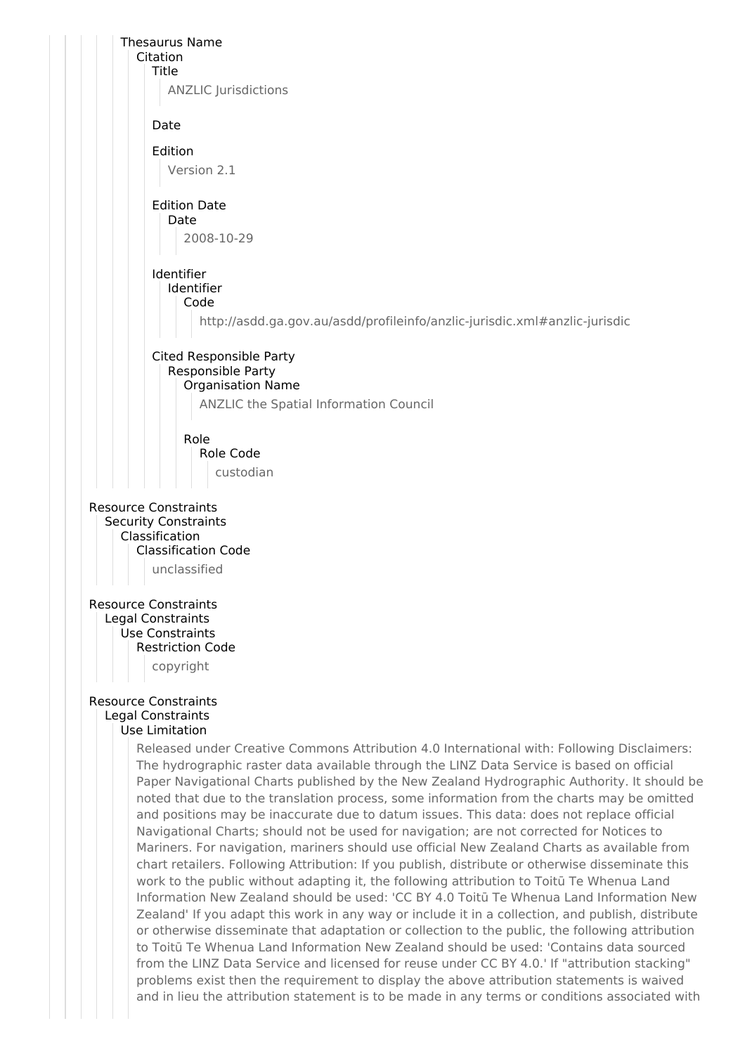Thesaurus Name
- Citation
  - Title
    - ANZLIC Jurisdictions
  - Date
  - Edition
    - Version 2.1
  - Edition Date
    - Date
      - 2008-10-29
  - Identifier
    - Identifier
      - Code
        - http://asdd.ga.gov.au/asdd/profileinfo/anzlic-jurisdic.xml#anzlic-jurisdic
  - Cited Responsible Party
    - Responsible Party
      - Organisation Name
        - ANZLIC the Spatial Information Council
      - Role
        - Role Code
          - custodian

Resource Constraints
- Security Constraints
  - Classification
    - Classification Code
      - unclassified

Resource Constraints
- Legal Constraints
  - Use Constraints
    - Restriction Code
      - copyright

Resource Constraints
- Legal Constraints
  - Use Limitation
    - Released under Creative Commons Attribution 4.0 International with: Following Disclaimers: The hydrographic raster data available through the LINZ Data Service is based on official Paper Navigational Charts published by the New Zealand Hydrographic Authority. It should be noted that due to the translation process, some information from the charts may be omitted and positions may be inaccurate due to datum issues. This data: does not replace official Navigational Charts; should not be used for navigation; are not corrected for Notices to Mariners. For navigation, mariners should use official New Zealand Charts as available from chart retailers. Following Attribution: If you publish, distribute or otherwise disseminate this work to the public without adapting it, the following attribution to Toitū Te Whenua Land Information New Zealand should be used: 'CC BY 4.0 Toitū Te Whenua Land Information New Zealand' If you adapt this work in any way or include it in a collection, and publish, distribute or otherwise disseminate that adaptation or collection to the public, the following attribution to Toitū Te Whenua Land Information New Zealand should be used: 'Contains data sourced from the LINZ Data Service and licensed for reuse under CC BY 4.0.' If "attribution stacking" problems exist then the requirement to display the above attribution statements is waived and in lieu the attribution statement is to be made in any terms or conditions associated with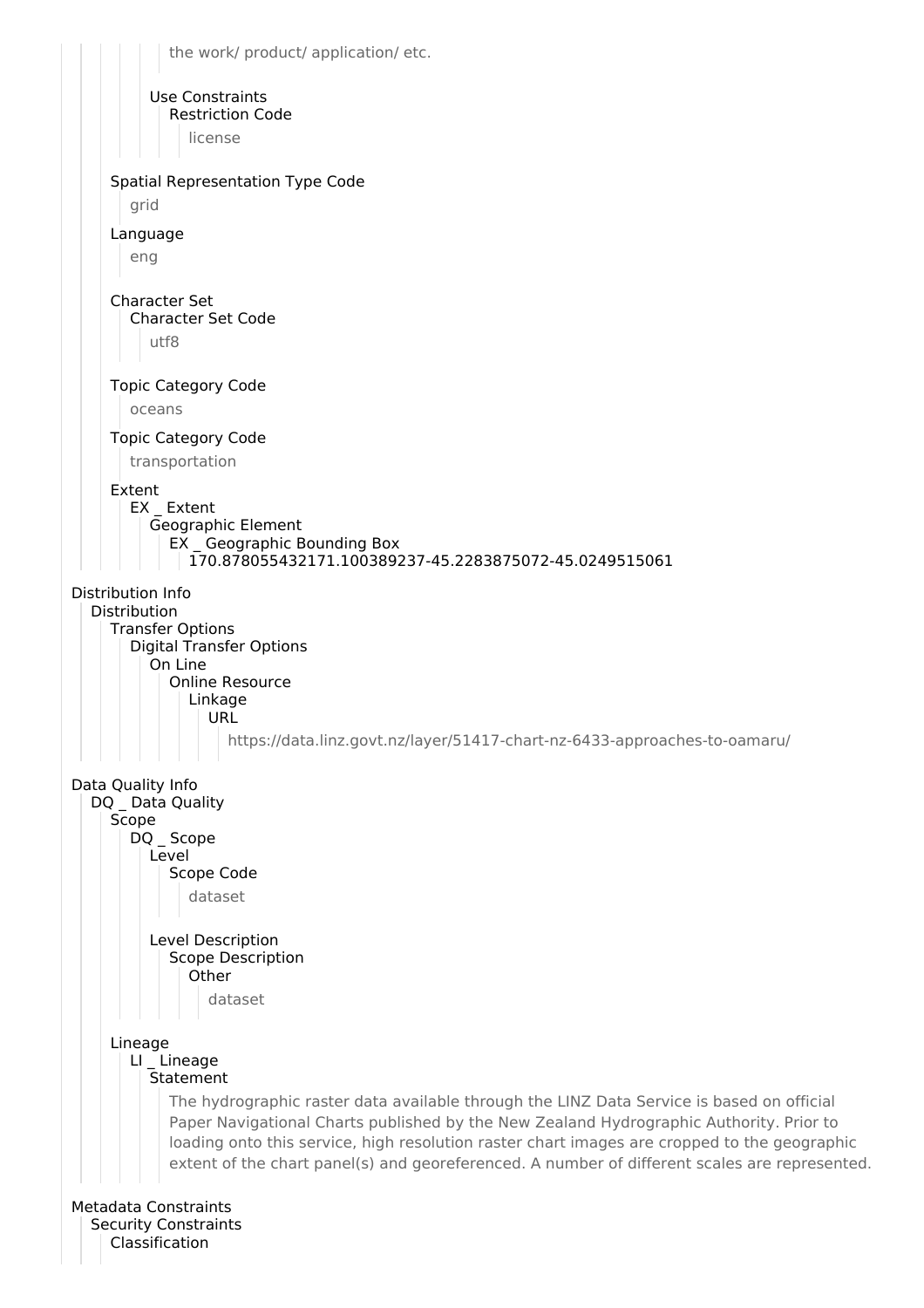the work/ product/ application/ etc.

Use Constraints
Restriction Code
license

Spatial Representation Type Code
grid

Language
eng

Character Set
Character Set Code
utf8

Topic Category Code
oceans

Topic Category Code
transportation

Extent
EX _ Extent
Geographic Element
EX _ Geographic Bounding Box
170.878055432171.100389237-45.2283875072-45.0249515061

Distribution Info
Distribution
Transfer Options
Digital Transfer Options
On Line
Online Resource
Linkage
URL
https://data.linz.govt.nz/layer/51417-chart-nz-6433-approaches-to-oamaru/

Data Quality Info
DQ _ Data Quality
Scope
DQ _ Scope
Level
Scope Code
dataset

Level Description
Scope Description
Other
dataset

Lineage
LI _ Lineage
Statement
The hydrographic raster data available through the LINZ Data Service is based on official Paper Navigational Charts published by the New Zealand Hydrographic Authority. Prior to loading onto this service, high resolution raster chart images are cropped to the geographic extent of the chart panel(s) and georeferenced. A number of different scales are represented.

Metadata Constraints
Security Constraints
Classification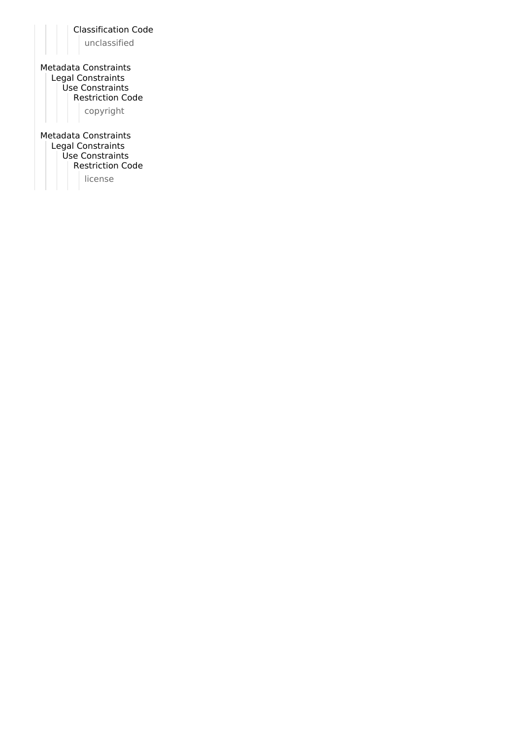Classification Code

unclassified

Metadata Constraints
- Legal Constraints
  - Use Constraints
    - Restriction Code
      - copyright

Metadata Constraints
- Legal Constraints
  - Use Constraints
    - Restriction Code
      - license